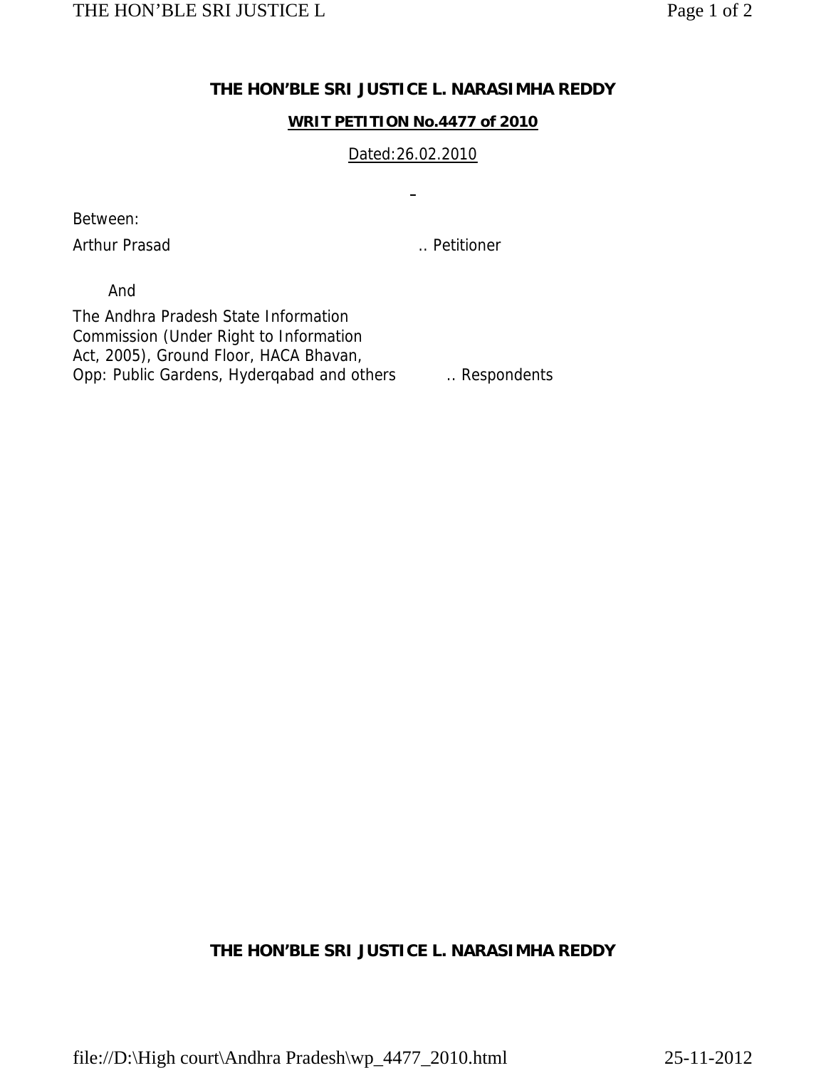**THE HON'BLE SRI JUSTICE L. NARASIMHA REDDY**

**WRIT PETITION No.4477 of 2010**

Dated:26.02.2010

Between:

Arthur Prasad .. Petitioner

And

The Andhra Pradesh State Information Commission (Under Right to Information Act, 2005), Ground Floor, HACA Bhavan, Opp: Public Gardens, Hyderqabad and others .. Respondents

**THE HON'BLE SRI JUSTICE L. NARASIMHA REDDY**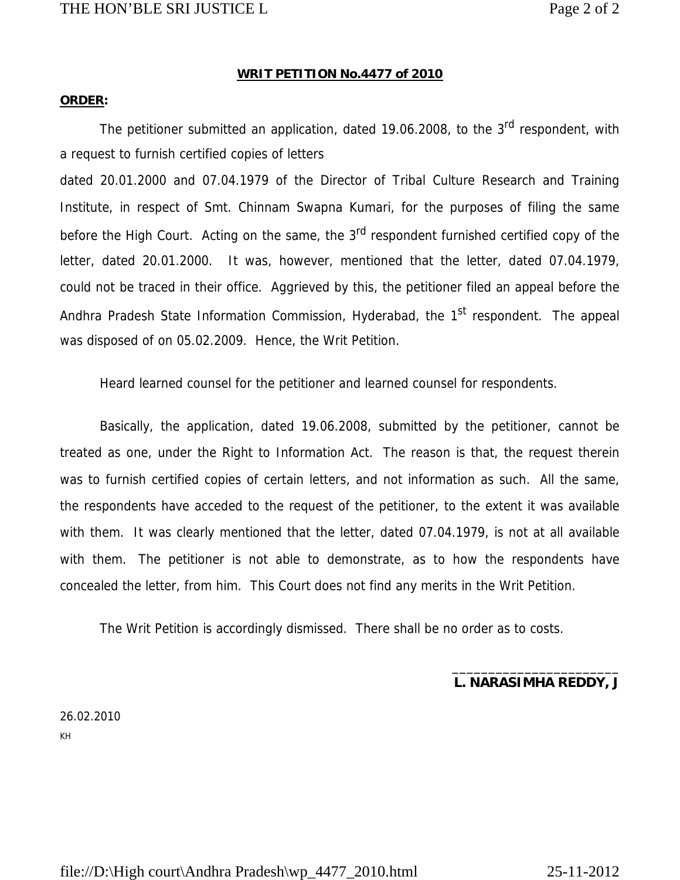**WRIT PETITION No.4477 of 2010**

**ORDER:**

The petitioner submitted an application, dated 19.06.2008, to the 3rd respondent, with a request to furnish certified copies of letters dated 20.01.2000 and 07.04.1979 of the Director of Tribal Culture Research and Training Institute, in respect of Smt. Chinnam Swapna Kumari, for the purposes of filing the same before the High Court. Acting on the same, the 3rd respondent furnished certified copy of the letter, dated 20.01.2000. It was, however, mentioned that the letter, dated 07.04.1979, could not be traced in their office. Aggrieved by this, the petitioner filed an appeal before the Andhra Pradesh State Information Commission, Hyderabad, the 1st respondent. The appeal was disposed of on 05.02.2009. Hence, the Writ Petition.

Heard learned counsel for the petitioner and learned counsel for respondents.

Basically, the application, dated 19.06.2008, submitted by the petitioner, cannot be treated as one, under the Right to Information Act. The reason is that, the request therein was to furnish certified copies of certain letters, and not information as such. All the same, the respondents have acceded to the request of the petitioner, to the extent it was available with them. It was clearly mentioned that the letter, dated 07.04.1979, is not at all available with them. The petitioner is not able to demonstrate, as to how the respondents have concealed the letter, from him. This Court does not find any merits in the Writ Petition.

The Writ Petition is accordingly dismissed. There shall be no order as to costs.

______________________

**L. NARASIMHA REDDY, J**

26.02.2010

KH